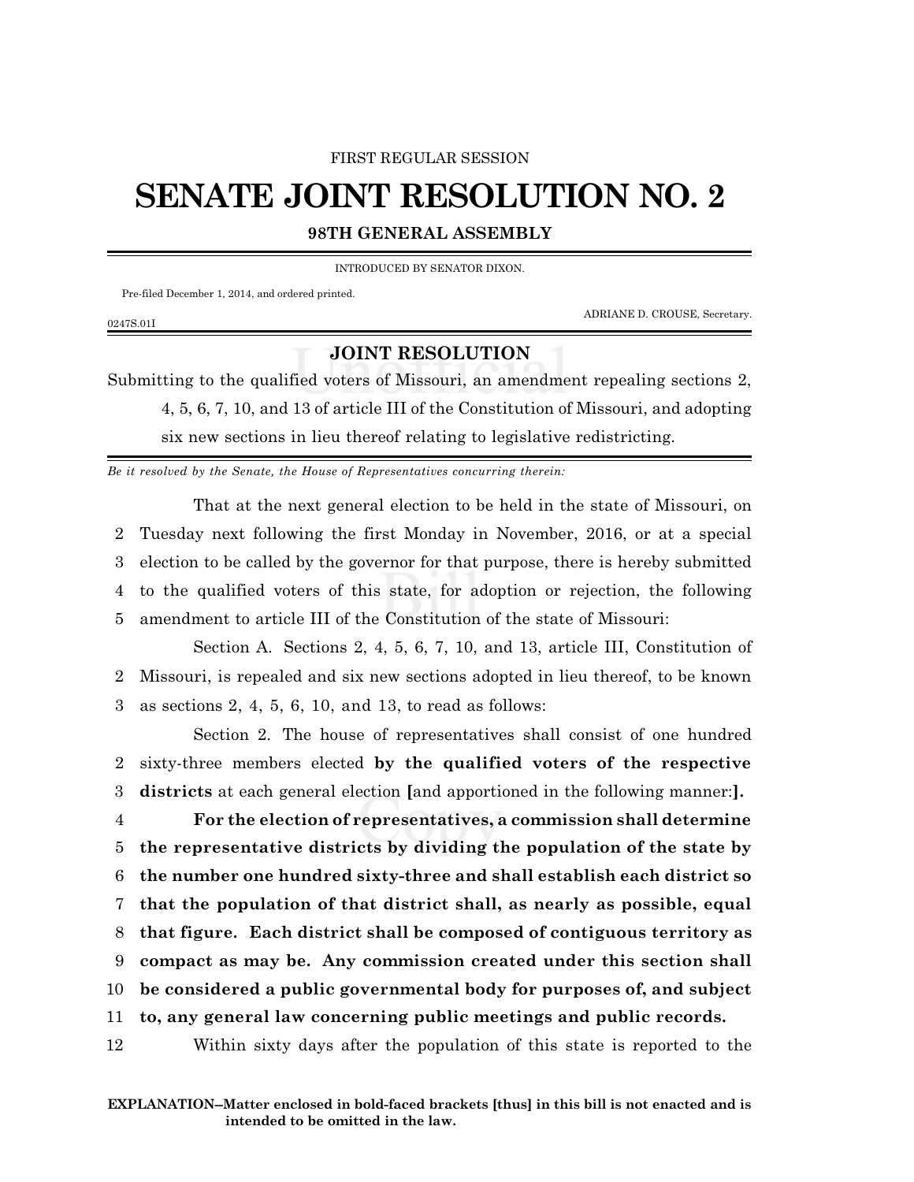FIRST REGULAR SESSION

# SENATE JOINT RESOLUTION NO. 2

**98TH GENERAL ASSEMBLY**

INTRODUCED BY SENATOR DIXON.

Pre-filed December 1, 2014, and ordered printed.

ADRIANE D. CROUSE, Secretary.

0247S.01I

## JOINT RESOLUTION

Submitting to the qualified voters of Missouri, an amendment repealing sections 2, 4, 5, 6, 7, 10, and 13 of article III of the Constitution of Missouri, and adopting six new sections in lieu thereof relating to legislative redistricting.

*Be it resolved by the Senate, the House of Representatives concurring therein:*

That at the next general election to be held in the state of Missouri, on Tuesday next following the first Monday in November, 2016, or at a special election to be called by the governor for that purpose, there is hereby submitted to the qualified voters of this state, for adoption or rejection, the following amendment to article III of the Constitution of the state of Missouri:

Section A. Sections 2, 4, 5, 6, 7, 10, and 13, article III, Constitution of Missouri, is repealed and six new sections adopted in lieu thereof, to be known as sections 2, 4, 5, 6, 10, and 13, to read as follows:

Section 2. The house of representatives shall consist of one hundred sixty-three members elected **by the qualified voters of the respective districts** at each general election **[**and apportioned in the following manner:**].**

**For the election of representatives, a commission shall determine the representative districts by dividing the population of the state by the number one hundred sixty-three and shall establish each district so that the population of that district shall, as nearly as possible, equal that figure. Each district shall be composed of contiguous territory as compact as may be. Any commission created under this section shall be considered a public governmental body for purposes of, and subject to, any general law concerning public meetings and public records.**

Within sixty days after the population of this state is reported to the

**EXPLANATION--Matter enclosed in bold-faced brackets [thus] in this bill is not enacted and is intended to be omitted in the law.**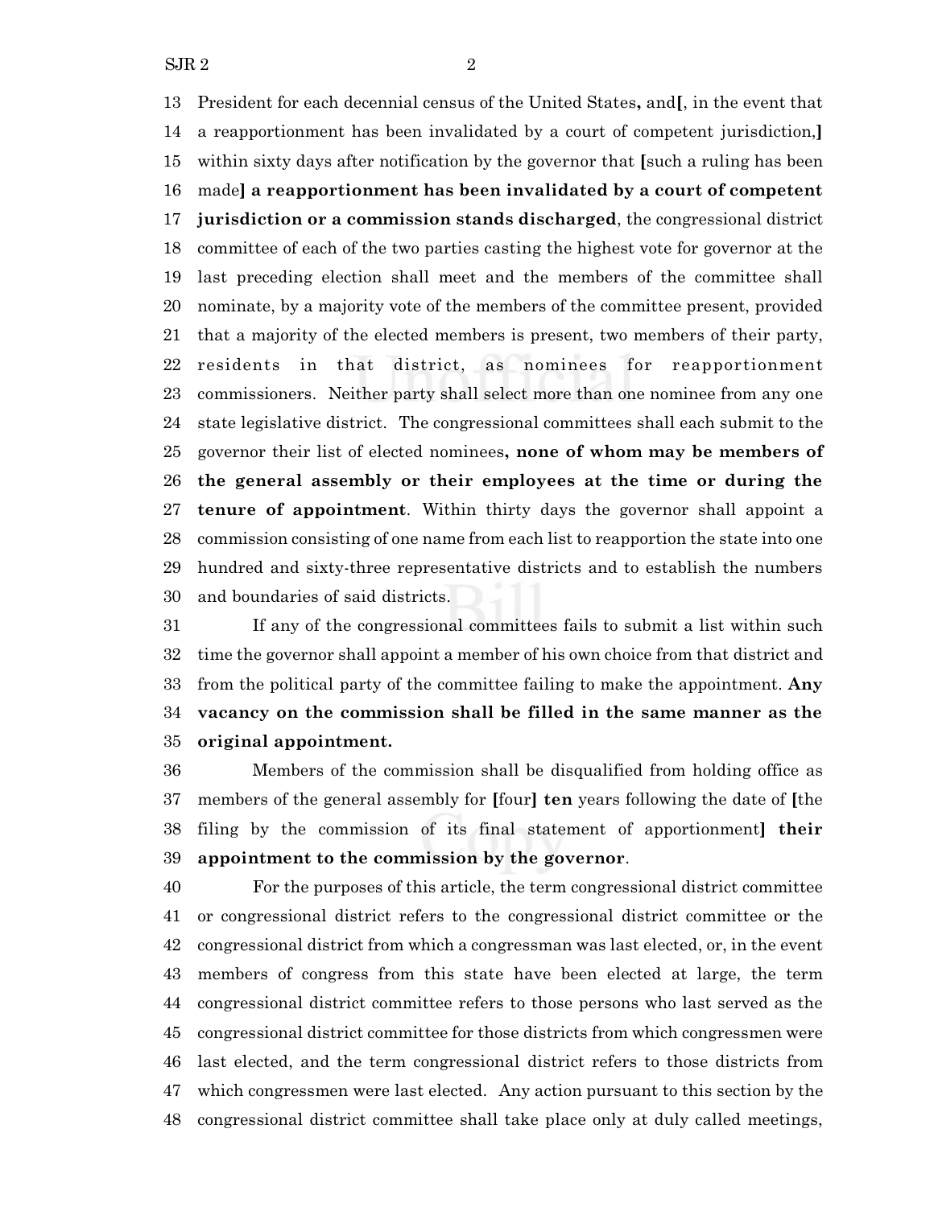President for each decennial census of the United States**,** and**[**, in the event that a reapportionment has been invalidated by a court of competent jurisdiction,**]** within sixty days after notification by the governor that **[**such a ruling has been made**] a reapportionment has been invalidated by a court of competent jurisdiction or a commission stands discharged**, the congressional district committee of each of the two parties casting the highest vote for governor at the last preceding election shall meet and the members of the committee shall nominate, by a majority vote of the members of the committee present, provided that a majority of the elected members is present, two members of their party, residents in that district, as nominees for reapportionment commissioners. Neither party shall select more than one nominee from any one state legislative district. The congressional committees shall each submit to the governor their list of elected nominees**, none of whom may be members of the general assembly or their employees at the time or during the tenure of appointment**. Within thirty days the governor shall appoint a commission consisting of one name from each list to reapportion the state into one hundred and sixty-three representative districts and to establish the numbers and boundaries of said districts.

If any of the congressional committees fails to submit a list within such time the governor shall appoint a member of his own choice from that district and from the political party of the committee failing to make the appointment. **Any vacancy on the commission shall be filled in the same manner as the original appointment.**

Members of the commission shall be disqualified from holding office as members of the general assembly for **[**four**] ten** years following the date of **[**the filing by the commission of its final statement of apportionment**] their appointment to the commission by the governor**.

For the purposes of this article, the term congressional district committee or congressional district refers to the congressional district committee or the congressional district from which a congressman was last elected, or, in the event members of congress from this state have been elected at large, the term congressional district committee refers to those persons who last served as the congressional district committee for those districts from which congressmen were last elected, and the term congressional district refers to those districts from which congressmen were last elected. Any action pursuant to this section by the congressional district committee shall take place only at duly called meetings,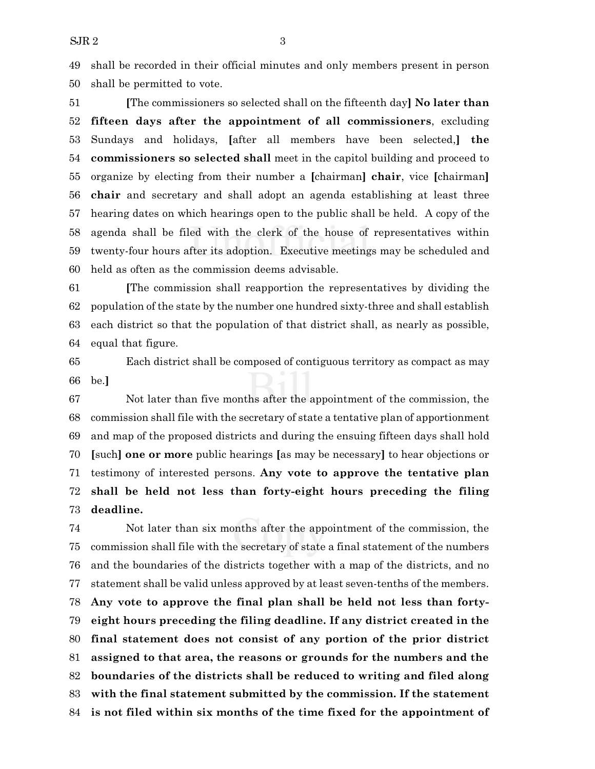shall be recorded in their official minutes and only members present in person shall be permitted to vote.

[The commissioners so selected shall on the fifteenth day] **No later than fifteen days after the appointment of all commissioners**, excluding Sundays and holidays, [after all members have been selected,] **the commissioners so selected shall** meet in the capitol building and proceed to organize by electing from their number a [chairman] **chair**, vice [chairman] **chair** and secretary and shall adopt an agenda establishing at least three hearing dates on which hearings open to the public shall be held. A copy of the agenda shall be filed with the clerk of the house of representatives within twenty-four hours after its adoption. Executive meetings may be scheduled and held as often as the commission deems advisable.

[The commission shall reapportion the representatives by dividing the population of the state by the number one hundred sixty-three and shall establish each district so that the population of that district shall, as nearly as possible, equal that figure.

Each district shall be composed of contiguous territory as compact as may be.]

Not later than five months after the appointment of the commission, the commission shall file with the secretary of state a tentative plan of apportionment and map of the proposed districts and during the ensuing fifteen days shall hold [such] **one or more** public hearings [as may be necessary] to hear objections or testimony of interested persons. **Any vote to approve the tentative plan shall be held not less than forty-eight hours preceding the filing deadline.**

Not later than six months after the appointment of the commission, the commission shall file with the secretary of state a final statement of the numbers and the boundaries of the districts together with a map of the districts, and no statement shall be valid unless approved by at least seven-tenths of the members. **Any vote to approve the final plan shall be held not less than forty-eight hours preceding the filing deadline. If any district created in the final statement does not consist of any portion of the prior district assigned to that area, the reasons or grounds for the numbers and the boundaries of the districts shall be reduced to writing and filed along with the final statement submitted by the commission. If the statement is not filed within six months of the time fixed for the appointment of**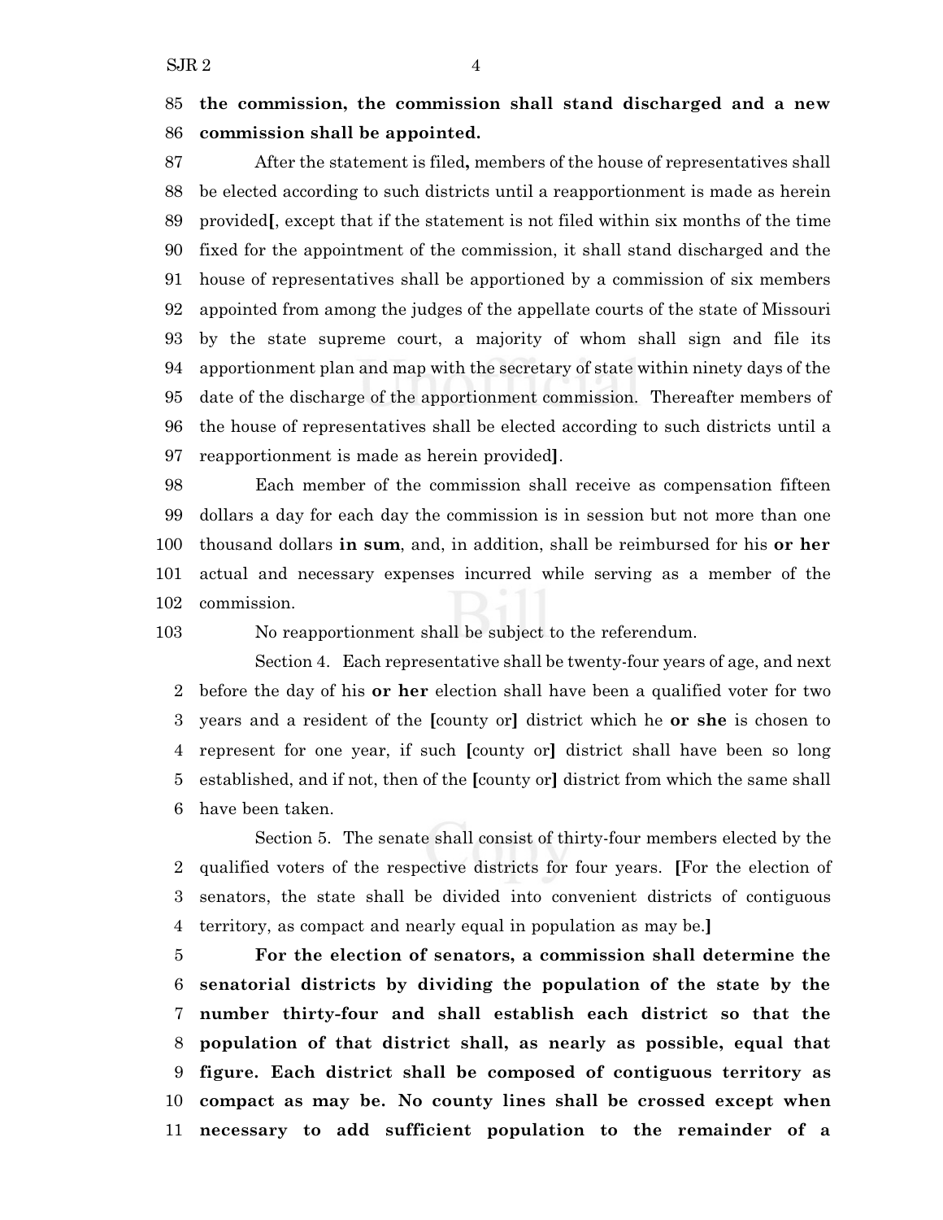85 **the commission, the commission shall stand discharged and a new**
86 **commission shall be appointed.**

87 After the statement is filed**,** members of the house of representatives shall
88 be elected according to such districts until a reapportionment is made as herein
89 provided**[**, except that if the statement is not filed within six months of the time
90 fixed for the appointment of the commission, it shall stand discharged and the
91 house of representatives shall be apportioned by a commission of six members
92 appointed from among the judges of the appellate courts of the state of Missouri
93 by the state supreme court, a majority of whom shall sign and file its
94 apportionment plan and map with the secretary of state within ninety days of the
95 date of the discharge of the apportionment commission. Thereafter members of
96 the house of representatives shall be elected according to such districts until a
97 reapportionment is made as herein provided**]**.

98 Each member of the commission shall receive as compensation fifteen
99 dollars a day for each day the commission is in session but not more than one
100 thousand dollars **in sum**, and, in addition, shall be reimbursed for his **or her**
101 actual and necessary expenses incurred while serving as a member of the
102 commission.

103 No reapportionment shall be subject to the referendum.

Section 4. Each representative shall be twenty-four years of age, and next
2 before the day of his **or her** election shall have been a qualified voter for two
3 years and a resident of the **[**county or**]** district which he **or she** is chosen to
4 represent for one year, if such **[**county or**]** district shall have been so long
5 established, and if not, then of the **[**county or**]** district from which the same shall
6 have been taken.

Section 5. The senate shall consist of thirty-four members elected by the
2 qualified voters of the respective districts for four years. **[**For the election of
3 senators, the state shall be divided into convenient districts of contiguous
4 territory, as compact and nearly equal in population as may be.**]**

5 **For the election of senators, a commission shall determine the**
6 **senatorial districts by dividing the population of the state by the**
7 **number thirty-four and shall establish each district so that the**
8 **population of that district shall, as nearly as possible, equal that**
9 **figure. Each district shall be composed of contiguous territory as**
10 **compact as may be. No county lines shall be crossed except when**
11 **necessary to add sufficient population to the remainder of a**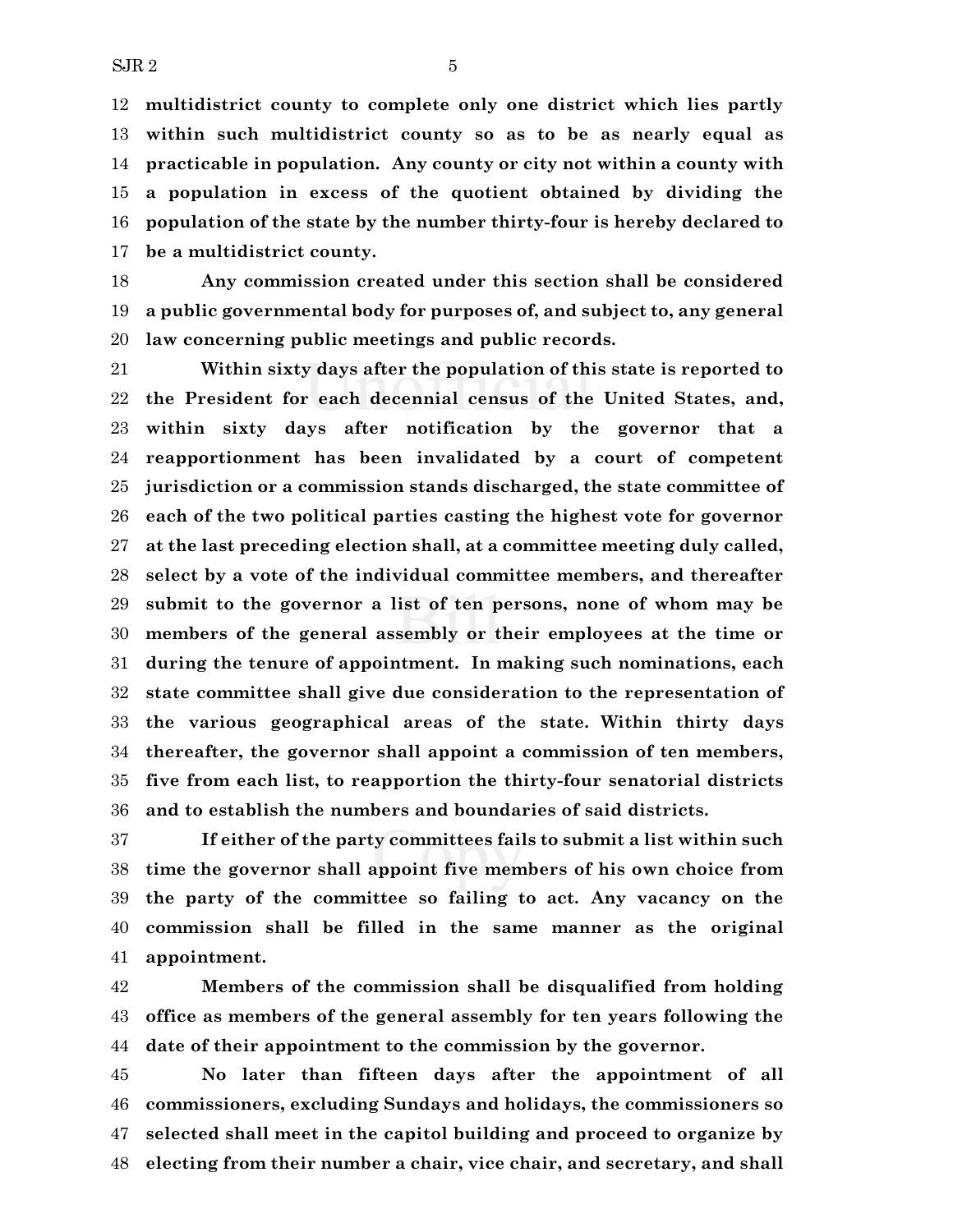**multidistrict county to complete only one district which lies partly within such multidistrict county so as to be as nearly equal as practicable in population. Any county or city not within a county with a population in excess of the quotient obtained by dividing the population of the state by the number thirty-four is hereby declared to be a multidistrict county.**

**Any commission created under this section shall be considered a public governmental body for purposes of, and subject to, any general law concerning public meetings and public records.**

**Within sixty days after the population of this state is reported to the President for each decennial census of the United States, and, within sixty days after notification by the governor that a reapportionment has been invalidated by a court of competent jurisdiction or a commission stands discharged, the state committee of each of the two political parties casting the highest vote for governor at the last preceding election shall, at a committee meeting duly called, select by a vote of the individual committee members, and thereafter submit to the governor a list of ten persons, none of whom may be members of the general assembly or their employees at the time or during the tenure of appointment. In making such nominations, each state committee shall give due consideration to the representation of the various geographical areas of the state. Within thirty days thereafter, the governor shall appoint a commission of ten members, five from each list, to reapportion the thirty-four senatorial districts and to establish the numbers and boundaries of said districts.**

**If either of the party committees fails to submit a list within such time the governor shall appoint five members of his own choice from the party of the committee so failing to act. Any vacancy on the commission shall be filled in the same manner as the original appointment.**

**Members of the commission shall be disqualified from holding office as members of the general assembly for ten years following the date of their appointment to the commission by the governor.**

**No later than fifteen days after the appointment of all commissioners, excluding Sundays and holidays, the commissioners so selected shall meet in the capitol building and proceed to organize by electing from their number a chair, vice chair, and secretary, and shall**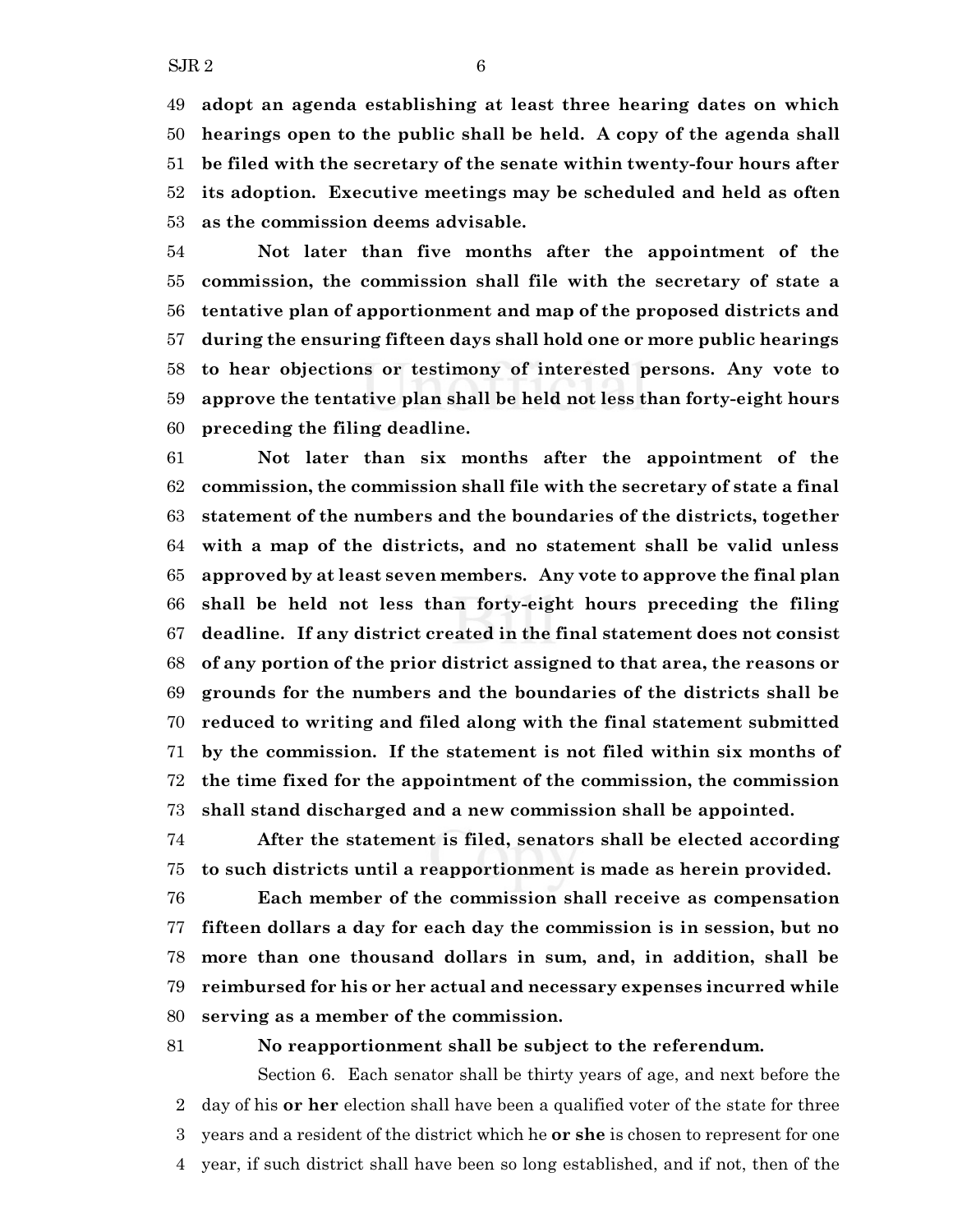**adopt an agenda establishing at least three hearing dates on which hearings open to the public shall be held. A copy of the agenda shall be filed with the secretary of the senate within twenty-four hours after its adoption. Executive meetings may be scheduled and held as often as the commission deems advisable.**

**Not later than five months after the appointment of the commission, the commission shall file with the secretary of state a tentative plan of apportionment and map of the proposed districts and during the ensuring fifteen days shall hold one or more public hearings to hear objections or testimony of interested persons. Any vote to approve the tentative plan shall be held not less than forty-eight hours preceding the filing deadline.**

**Not later than six months after the appointment of the commission, the commission shall file with the secretary of state a final statement of the numbers and the boundaries of the districts, together with a map of the districts, and no statement shall be valid unless approved by at least seven members. Any vote to approve the final plan shall be held not less than forty-eight hours preceding the filing deadline. If any district created in the final statement does not consist of any portion of the prior district assigned to that area, the reasons or grounds for the numbers and the boundaries of the districts shall be reduced to writing and filed along with the final statement submitted by the commission. If the statement is not filed within six months of the time fixed for the appointment of the commission, the commission shall stand discharged and a new commission shall be appointed.**

**After the statement is filed, senators shall be elected according to such districts until a reapportionment is made as herein provided.**

**Each member of the commission shall receive as compensation fifteen dollars a day for each day the commission is in session, but no more than one thousand dollars in sum, and, in addition, shall be reimbursed for his or her actual and necessary expenses incurred while serving as a member of the commission.**

**No reapportionment shall be subject to the referendum.**

Section 6. Each senator shall be thirty years of age, and next before the day of his **or her** election shall have been a qualified voter of the state for three years and a resident of the district which he **or she** is chosen to represent for one year, if such district shall have been so long established, and if not, then of the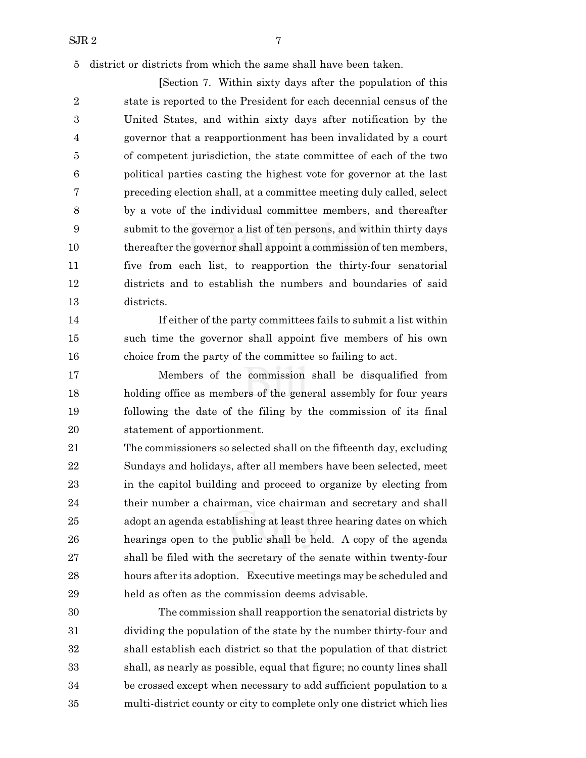district or districts from which the same shall have been taken.

[Section 7. Within sixty days after the population of this state is reported to the President for each decennial census of the United States, and within sixty days after notification by the governor that a reapportionment has been invalidated by a court of competent jurisdiction, the state committee of each of the two political parties casting the highest vote for governor at the last preceding election shall, at a committee meeting duly called, select by a vote of the individual committee members, and thereafter submit to the governor a list of ten persons, and within thirty days thereafter the governor shall appoint a commission of ten members, five from each list, to reapportion the thirty-four senatorial districts and to establish the numbers and boundaries of said districts.

If either of the party committees fails to submit a list within such time the governor shall appoint five members of his own choice from the party of the committee so failing to act.

Members of the commission shall be disqualified from holding office as members of the general assembly for four years following the date of the filing by the commission of its final statement of apportionment.

The commissioners so selected shall on the fifteenth day, excluding Sundays and holidays, after all members have been selected, meet in the capitol building and proceed to organize by electing from their number a chairman, vice chairman and secretary and shall adopt an agenda establishing at least three hearing dates on which hearings open to the public shall be held. A copy of the agenda shall be filed with the secretary of the senate within twenty-four hours after its adoption. Executive meetings may be scheduled and held as often as the commission deems advisable.

The commission shall reapportion the senatorial districts by dividing the population of the state by the number thirty-four and shall establish each district so that the population of that district shall, as nearly as possible, equal that figure; no county lines shall be crossed except when necessary to add sufficient population to a multi-district county or city to complete only one district which lies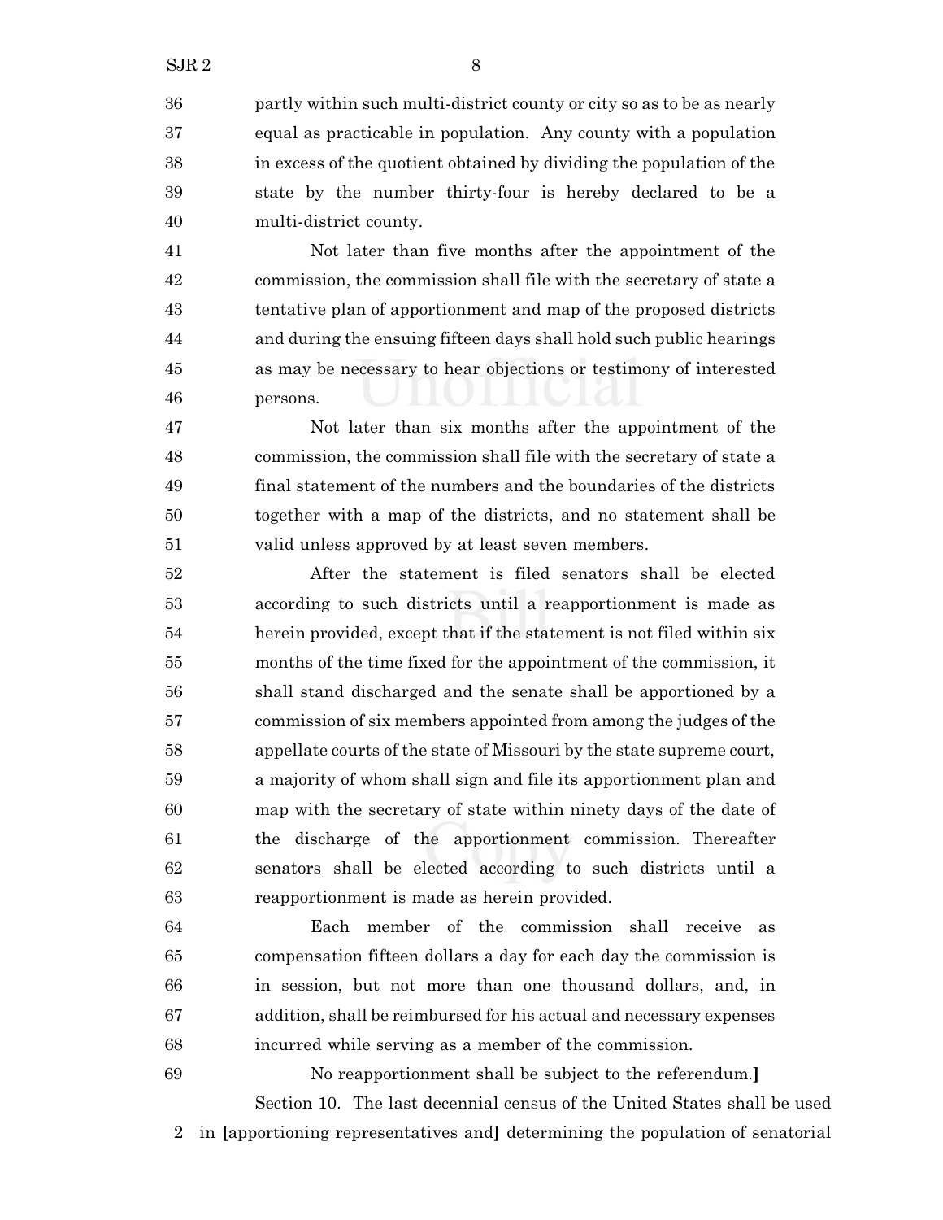36 partly within such multi-district county or city so as to be as nearly
37 equal as practicable in population. Any county with a population
38 in excess of the quotient obtained by dividing the population of the
39 state by the number thirty-four is hereby declared to be a
40 multi-district county.

41 Not later than five months after the appointment of the
42 commission, the commission shall file with the secretary of state a
43 tentative plan of apportionment and map of the proposed districts
44 and during the ensuing fifteen days shall hold such public hearings
45 as may be necessary to hear objections or testimony of interested
46 persons.

47 Not later than six months after the appointment of the
48 commission, the commission shall file with the secretary of state a
49 final statement of the numbers and the boundaries of the districts
50 together with a map of the districts, and no statement shall be
51 valid unless approved by at least seven members.

52 After the statement is filed senators shall be elected
53 according to such districts until a reapportionment is made as
54 herein provided, except that if the statement is not filed within six
55 months of the time fixed for the appointment of the commission, it
56 shall stand discharged and the senate shall be apportioned by a
57 commission of six members appointed from among the judges of the
58 appellate courts of the state of Missouri by the state supreme court,
59 a majority of whom shall sign and file its apportionment plan and
60 map with the secretary of state within ninety days of the date of
61 the discharge of the apportionment commission. Thereafter
62 senators shall be elected according to such districts until a
63 reapportionment is made as herein provided.

64 Each member of the commission shall receive as
65 compensation fifteen dollars a day for each day the commission is
66 in session, but not more than one thousand dollars, and, in
67 addition, shall be reimbursed for his actual and necessary expenses
68 incurred while serving as a member of the commission.

69 No reapportionment shall be subject to the referendum.**]**

Section 10. The last decennial census of the United States shall be used
2 in **[**apportioning representatives and**]** determining the population of senatorial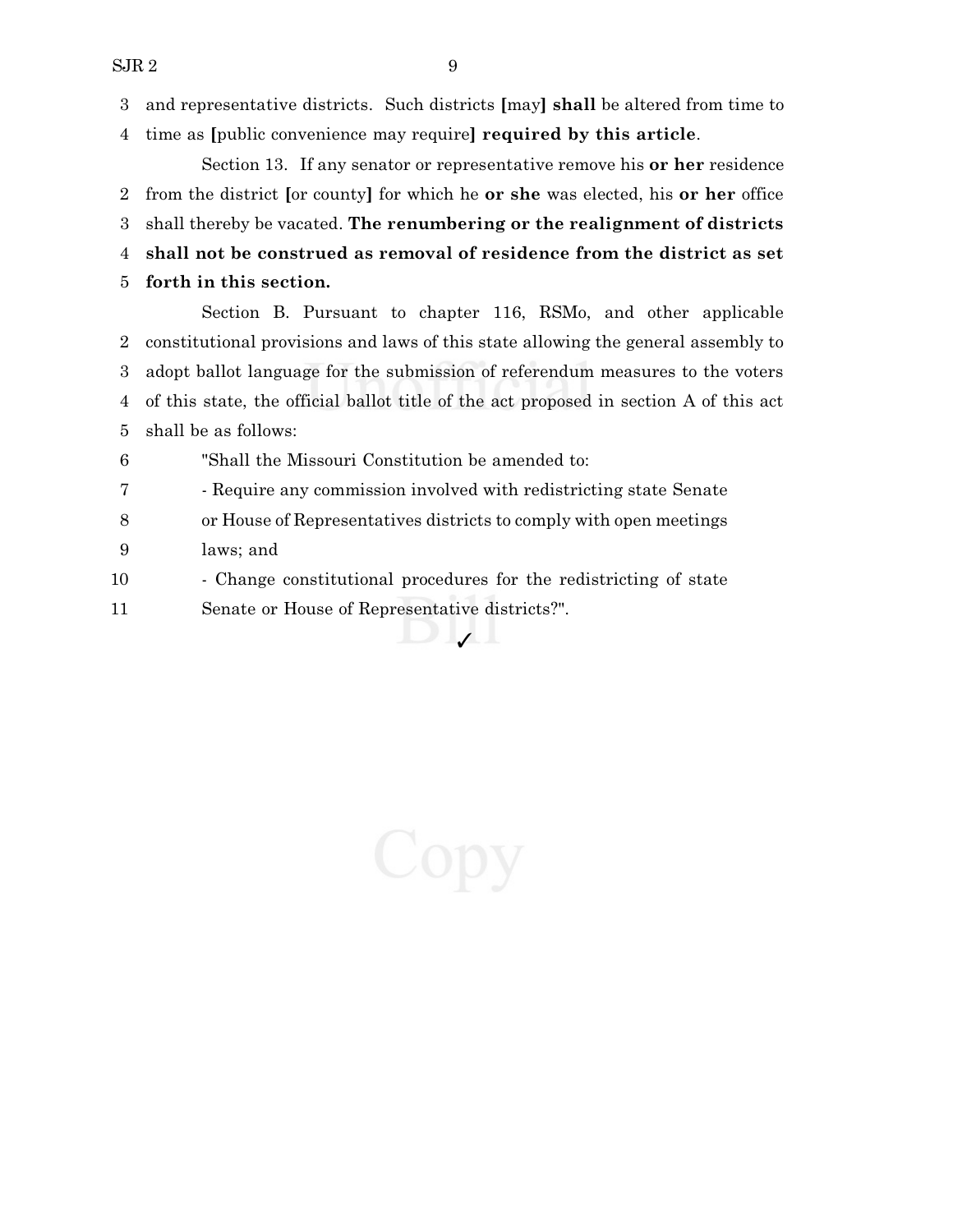and representative districts. Such districts [may] **shall** be altered from time to time as [public convenience may require] **required by this article**.

Section 13. If any senator or representative remove his **or her** residence from the district [or county] for which he **or she** was elected, his **or her** office shall thereby be vacated. **The renumbering or the realignment of districts shall not be construed as removal of residence from the district as set forth in this section.**

Section B. Pursuant to chapter 116, RSMo, and other applicable constitutional provisions and laws of this state allowing the general assembly to adopt ballot language for the submission of referendum measures to the voters of this state, the official ballot title of the act proposed in section A of this act shall be as follows:

"Shall the Missouri Constitution be amended to:

- Require any commission involved with redistricting state Senate or House of Representatives districts to comply with open meetings laws; and
- Change constitutional procedures for the redistricting of state Senate or House of Representative districts?".

✓